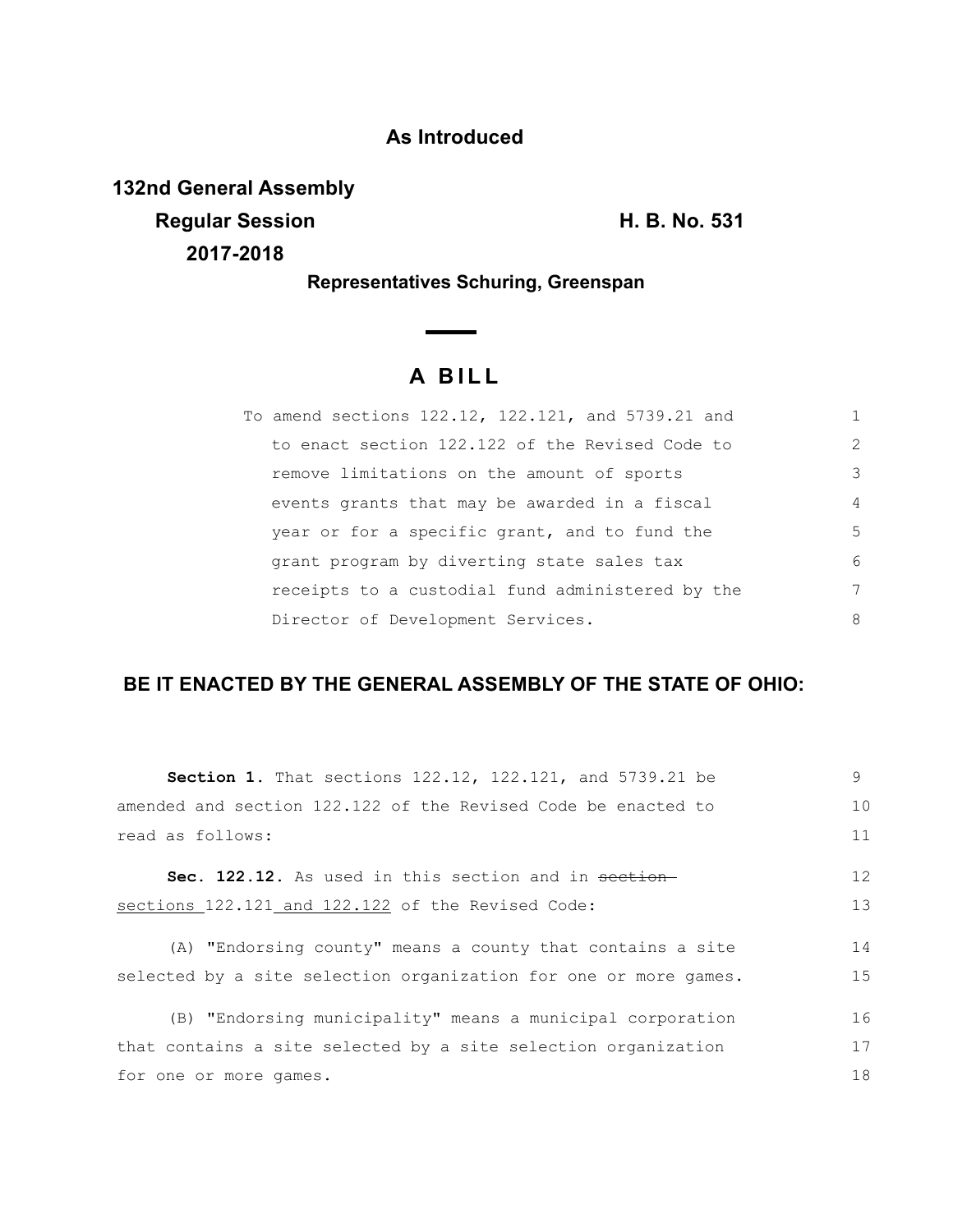**As Introduced**

**132nd General Assembly**
**Regular Session** **H. B. No. 531**
**2017-2018**

**Representatives Schuring, Greenspan**

## A BILL

To amend sections 122.12, 122.121, and 5739.21 and to enact section 122.122 of the Revised Code to remove limitations on the amount of sports events grants that may be awarded in a fiscal year or for a specific grant, and to fund the grant program by diverting state sales tax receipts to a custodial fund administered by the Director of Development Services.

**BE IT ENACTED BY THE GENERAL ASSEMBLY OF THE STATE OF OHIO:**

**Section 1.** That sections 122.12, 122.121, and 5739.21 be amended and section 122.122 of the Revised Code be enacted to read as follows:

**Sec. 122.12.** As used in this section and in ~~section~~ sections 122.121 and 122.122 of the Revised Code:

(A) "Endorsing county" means a county that contains a site selected by a site selection organization for one or more games.

(B) "Endorsing municipality" means a municipal corporation that contains a site selected by a site selection organization for one or more games.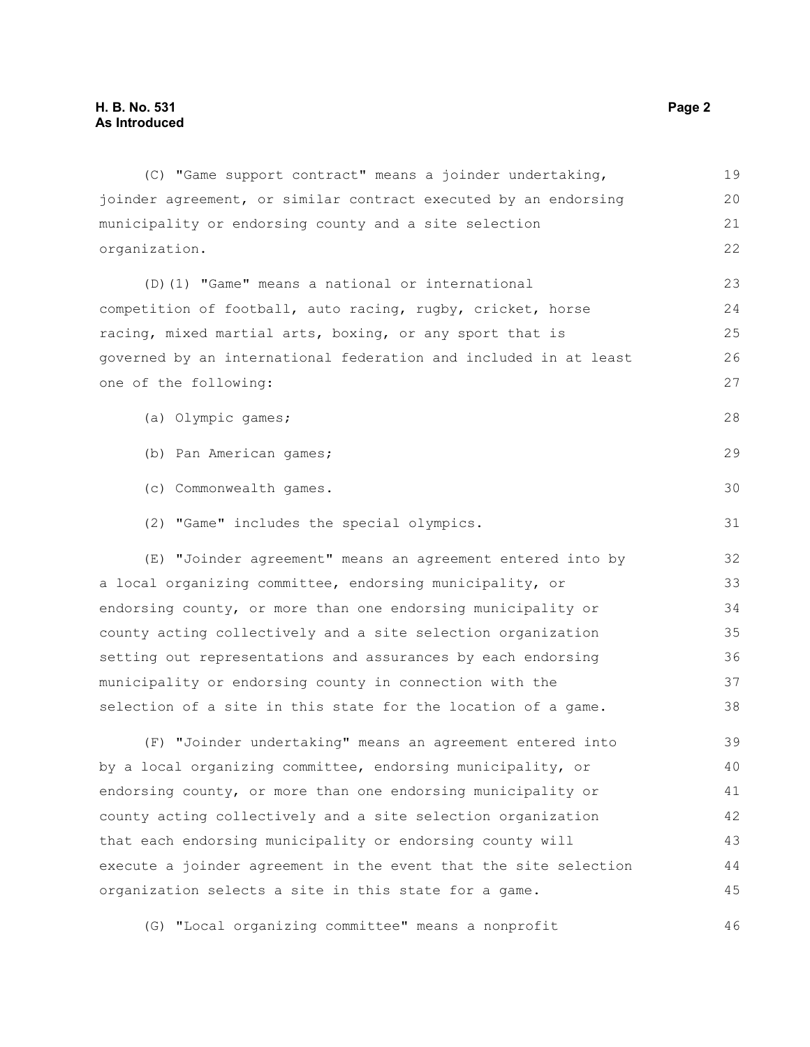(C) "Game support contract" means a joinder undertaking, joinder agreement, or similar contract executed by an endorsing municipality or endorsing county and a site selection organization.

(D)(1) "Game" means a national or international competition of football, auto racing, rugby, cricket, horse racing, mixed martial arts, boxing, or any sport that is governed by an international federation and included in at least one of the following:

(a) Olympic games;

(b) Pan American games;

(c) Commonwealth games.

(2) "Game" includes the special olympics.

(E) "Joinder agreement" means an agreement entered into by a local organizing committee, endorsing municipality, or endorsing county, or more than one endorsing municipality or county acting collectively and a site selection organization setting out representations and assurances by each endorsing municipality or endorsing county in connection with the selection of a site in this state for the location of a game.

(F) "Joinder undertaking" means an agreement entered into by a local organizing committee, endorsing municipality, or endorsing county, or more than one endorsing municipality or county acting collectively and a site selection organization that each endorsing municipality or endorsing county will execute a joinder agreement in the event that the site selection organization selects a site in this state for a game.

(G) "Local organizing committee" means a nonprofit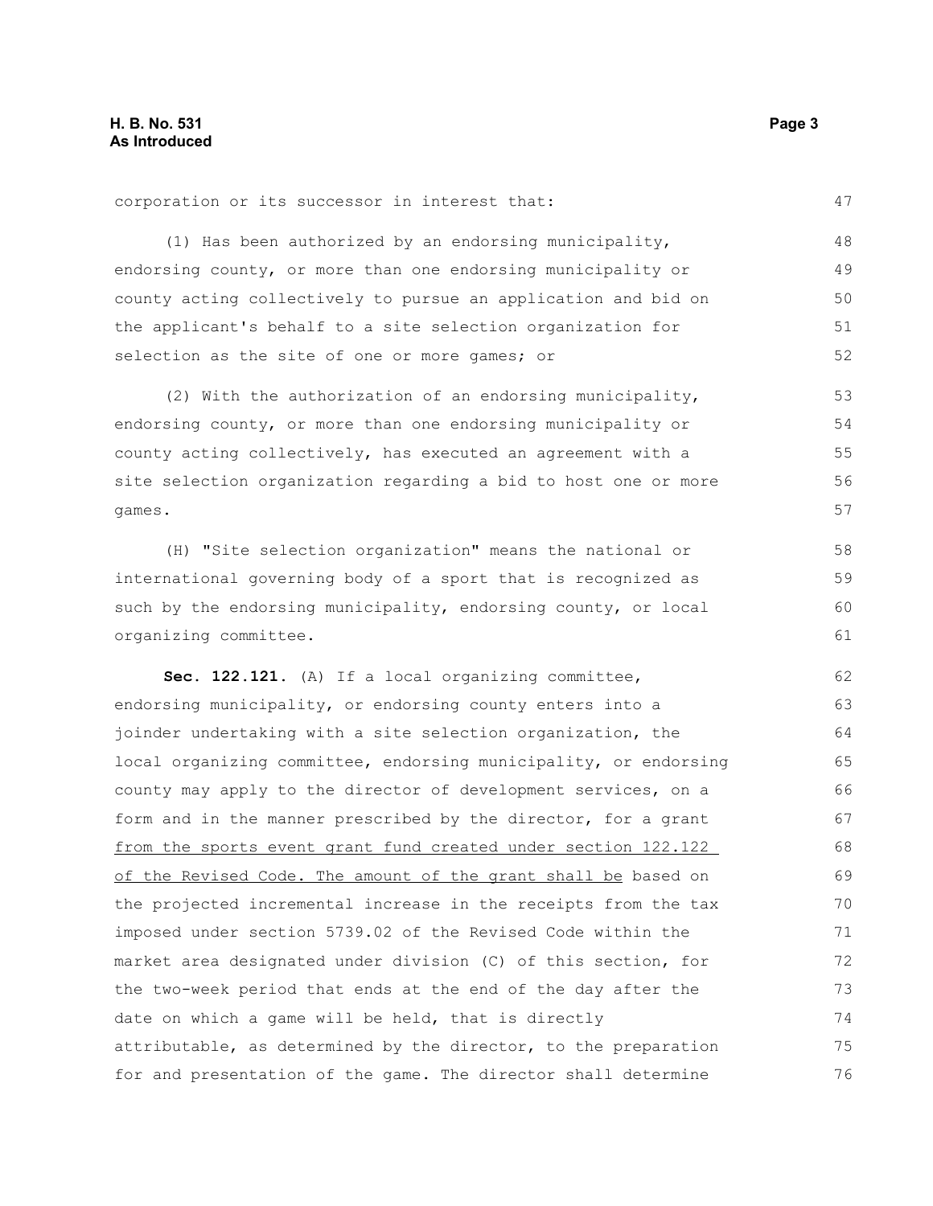corporation or its successor in interest that:

(1) Has been authorized by an endorsing municipality, endorsing county, or more than one endorsing municipality or county acting collectively to pursue an application and bid on the applicant's behalf to a site selection organization for selection as the site of one or more games; or

(2) With the authorization of an endorsing municipality, endorsing county, or more than one endorsing municipality or county acting collectively, has executed an agreement with a site selection organization regarding a bid to host one or more games.

(H) "Site selection organization" means the national or international governing body of a sport that is recognized as such by the endorsing municipality, endorsing county, or local organizing committee.

**Sec. 122.121.** (A) If a local organizing committee, endorsing municipality, or endorsing county enters into a joinder undertaking with a site selection organization, the local organizing committee, endorsing municipality, or endorsing county may apply to the director of development services, on a form and in the manner prescribed by the director, for a grant <u>from the sports event grant fund created under section 122.122 of the Revised Code. The amount of the grant shall be</u> based on the projected incremental increase in the receipts from the tax imposed under section 5739.02 of the Revised Code within the market area designated under division (C) of this section, for the two-week period that ends at the end of the day after the date on which a game will be held, that is directly attributable, as determined by the director, to the preparation for and presentation of the game. The director shall determine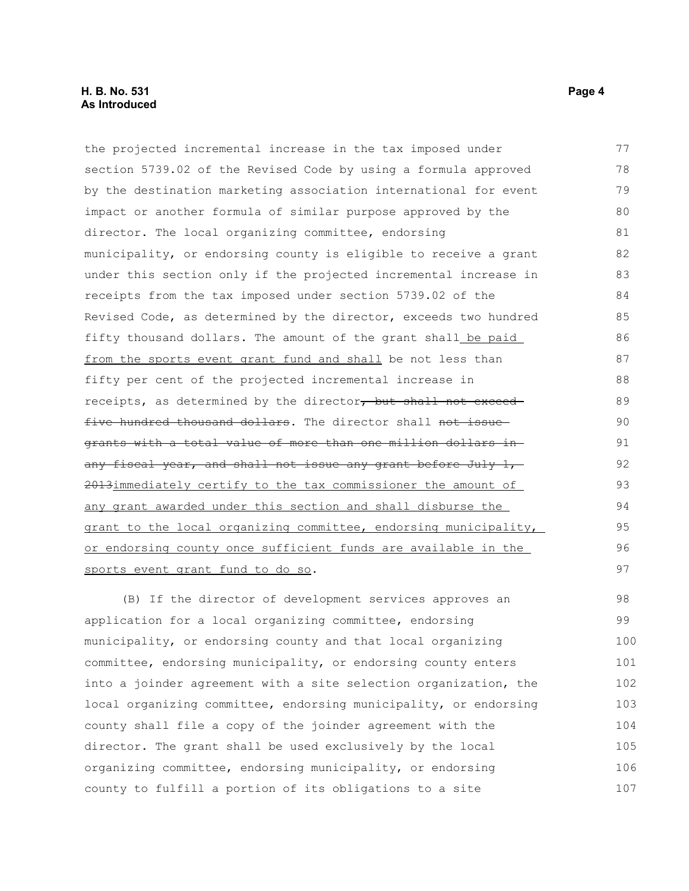the projected incremental increase in the tax imposed under section 5739.02 of the Revised Code by using a formula approved by the destination marketing association international for event impact or another formula of similar purpose approved by the director. The local organizing committee, endorsing municipality, or endorsing county is eligible to receive a grant under this section only if the projected incremental increase in receipts from the tax imposed under section 5739.02 of the Revised Code, as determined by the director, exceeds two hundred fifty thousand dollars. The amount of the grant shall be paid from the sports event grant fund and shall be not less than fifty per cent of the projected incremental increase in receipts, as determined by the director~~, but shall not exceed five hundred thousand dollars~~. The director shall ~~not issue grants with a total value of more than one million dollars in any fiscal year, and shall not issue any grant before July 1, 2013~~immediately certify to the tax commissioner the amount of any grant awarded under this section and shall disburse the grant to the local organizing committee, endorsing municipality, or endorsing county once sufficient funds are available in the sports event grant fund to do so.

(B) If the director of development services approves an application for a local organizing committee, endorsing municipality, or endorsing county and that local organizing committee, endorsing municipality, or endorsing county enters into a joinder agreement with a site selection organization, the local organizing committee, endorsing municipality, or endorsing county shall file a copy of the joinder agreement with the director. The grant shall be used exclusively by the local organizing committee, endorsing municipality, or endorsing county to fulfill a portion of its obligations to a site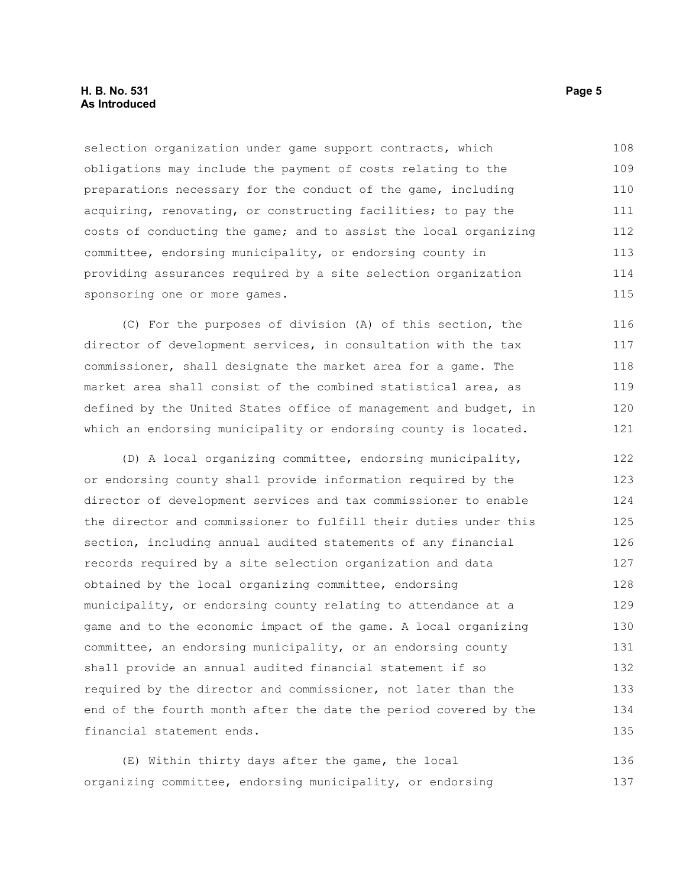selection organization under game support contracts, which obligations may include the payment of costs relating to the preparations necessary for the conduct of the game, including acquiring, renovating, or constructing facilities; to pay the costs of conducting the game; and to assist the local organizing committee, endorsing municipality, or endorsing county in providing assurances required by a site selection organization sponsoring one or more games.

(C) For the purposes of division (A) of this section, the director of development services, in consultation with the tax commissioner, shall designate the market area for a game. The market area shall consist of the combined statistical area, as defined by the United States office of management and budget, in which an endorsing municipality or endorsing county is located.

(D) A local organizing committee, endorsing municipality, or endorsing county shall provide information required by the director of development services and tax commissioner to enable the director and commissioner to fulfill their duties under this section, including annual audited statements of any financial records required by a site selection organization and data obtained by the local organizing committee, endorsing municipality, or endorsing county relating to attendance at a game and to the economic impact of the game. A local organizing committee, an endorsing municipality, or an endorsing county shall provide an annual audited financial statement if so required by the director and commissioner, not later than the end of the fourth month after the date the period covered by the financial statement ends.

(E) Within thirty days after the game, the local organizing committee, endorsing municipality, or endorsing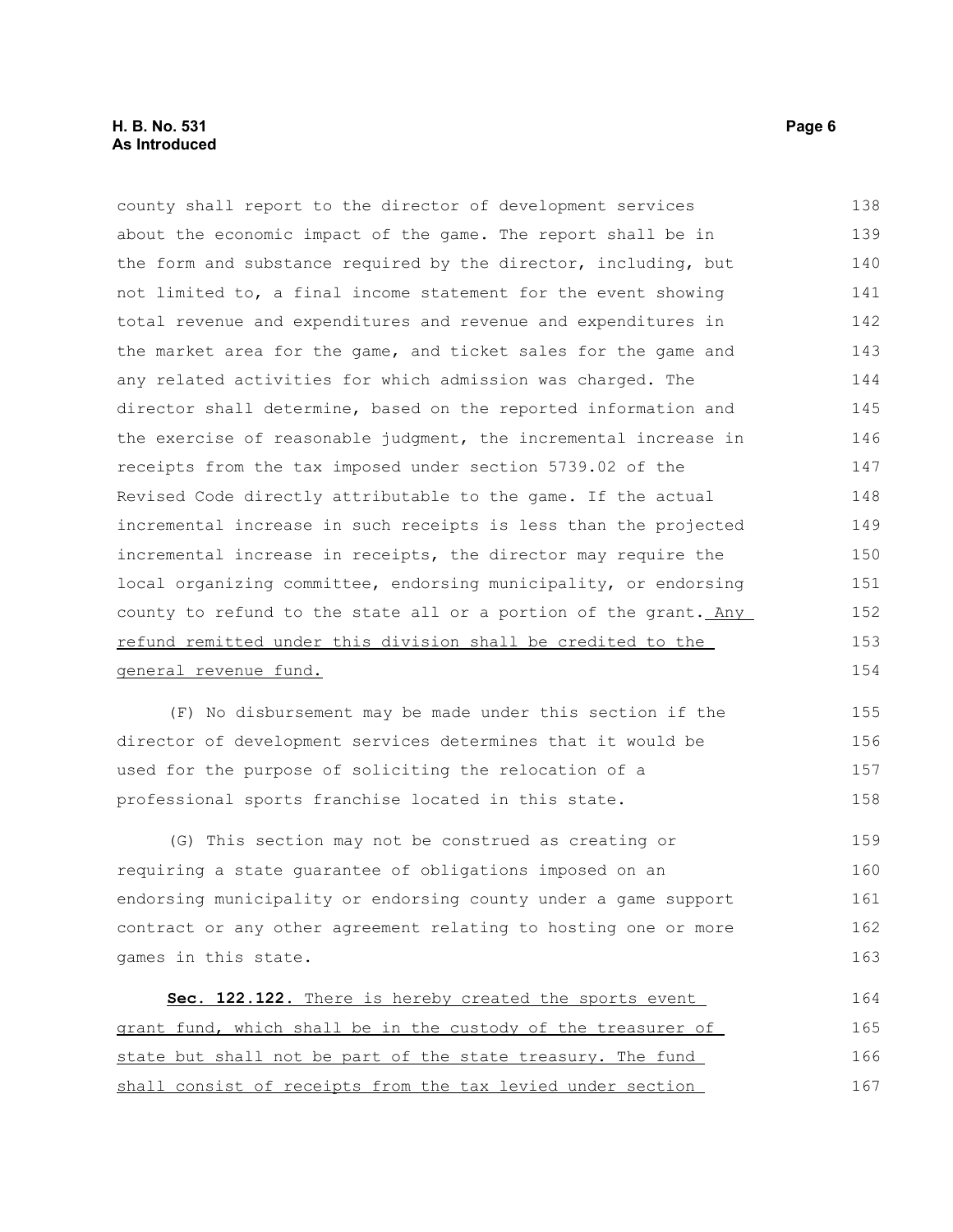county shall report to the director of development services about the economic impact of the game. The report shall be in the form and substance required by the director, including, but not limited to, a final income statement for the event showing total revenue and expenditures and revenue and expenditures in the market area for the game, and ticket sales for the game and any related activities for which admission was charged. The director shall determine, based on the reported information and the exercise of reasonable judgment, the incremental increase in receipts from the tax imposed under section 5739.02 of the Revised Code directly attributable to the game. If the actual incremental increase in such receipts is less than the projected incremental increase in receipts, the director may require the local organizing committee, endorsing municipality, or endorsing county to refund to the state all or a portion of the grant. Any refund remitted under this division shall be credited to the general revenue fund.

(F) No disbursement may be made under this section if the director of development services determines that it would be used for the purpose of soliciting the relocation of a professional sports franchise located in this state.

(G) This section may not be construed as creating or requiring a state guarantee of obligations imposed on an endorsing municipality or endorsing county under a game support contract or any other agreement relating to hosting one or more games in this state.

**Sec. 122.122.** There is hereby created the sports event grant fund, which shall be in the custody of the treasurer of state but shall not be part of the state treasury. The fund shall consist of receipts from the tax levied under section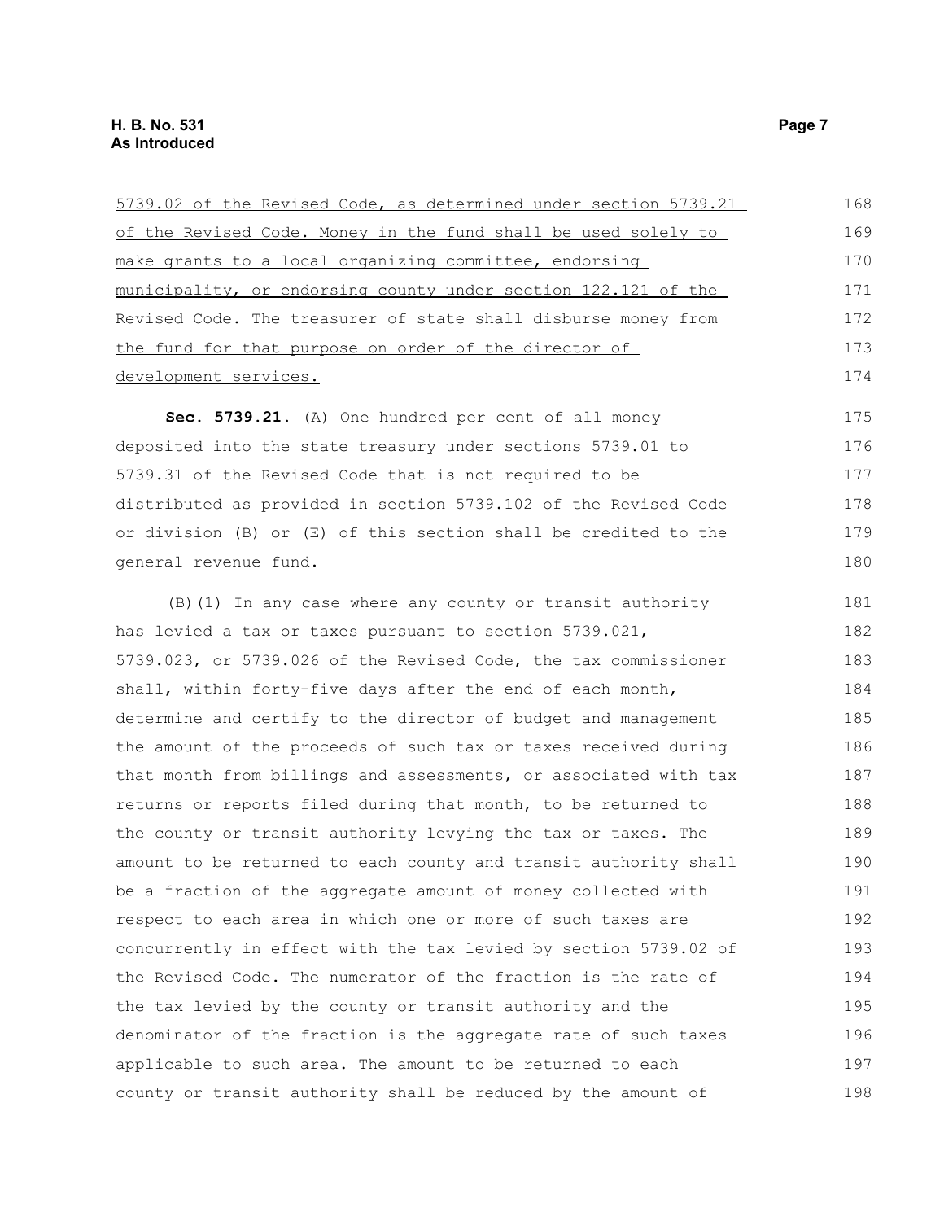5739.02 of the Revised Code, as determined under section 5739.21 of the Revised Code. Money in the fund shall be used solely to make grants to a local organizing committee, endorsing municipality, or endorsing county under section 122.121 of the Revised Code. The treasurer of state shall disburse money from the fund for that purpose on order of the director of development services.

**Sec. 5739.21.** (A) One hundred per cent of all money deposited into the state treasury under sections 5739.01 to 5739.31 of the Revised Code that is not required to be distributed as provided in section 5739.102 of the Revised Code or division (B) or (E) of this section shall be credited to the general revenue fund.

(B)(1) In any case where any county or transit authority has levied a tax or taxes pursuant to section 5739.021, 5739.023, or 5739.026 of the Revised Code, the tax commissioner shall, within forty-five days after the end of each month, determine and certify to the director of budget and management the amount of the proceeds of such tax or taxes received during that month from billings and assessments, or associated with tax returns or reports filed during that month, to be returned to the county or transit authority levying the tax or taxes. The amount to be returned to each county and transit authority shall be a fraction of the aggregate amount of money collected with respect to each area in which one or more of such taxes are concurrently in effect with the tax levied by section 5739.02 of the Revised Code. The numerator of the fraction is the rate of the tax levied by the county or transit authority and the denominator of the fraction is the aggregate rate of such taxes applicable to such area. The amount to be returned to each county or transit authority shall be reduced by the amount of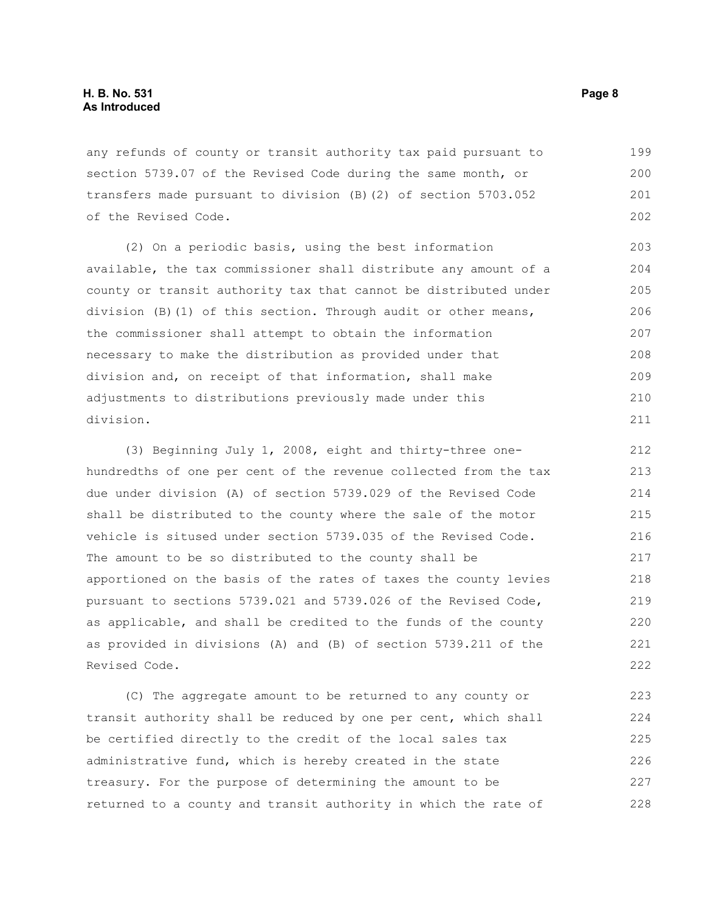any refunds of county or transit authority tax paid pursuant to section 5739.07 of the Revised Code during the same month, or transfers made pursuant to division (B)(2) of section 5703.052 of the Revised Code.

(2) On a periodic basis, using the best information available, the tax commissioner shall distribute any amount of a county or transit authority tax that cannot be distributed under division (B)(1) of this section. Through audit or other means, the commissioner shall attempt to obtain the information necessary to make the distribution as provided under that division and, on receipt of that information, shall make adjustments to distributions previously made under this division.

(3) Beginning July 1, 2008, eight and thirty-three one-hundredths of one per cent of the revenue collected from the tax due under division (A) of section 5739.029 of the Revised Code shall be distributed to the county where the sale of the motor vehicle is sitused under section 5739.035 of the Revised Code. The amount to be so distributed to the county shall be apportioned on the basis of the rates of taxes the county levies pursuant to sections 5739.021 and 5739.026 of the Revised Code, as applicable, and shall be credited to the funds of the county as provided in divisions (A) and (B) of section 5739.211 of the Revised Code.

(C) The aggregate amount to be returned to any county or transit authority shall be reduced by one per cent, which shall be certified directly to the credit of the local sales tax administrative fund, which is hereby created in the state treasury. For the purpose of determining the amount to be returned to a county and transit authority in which the rate of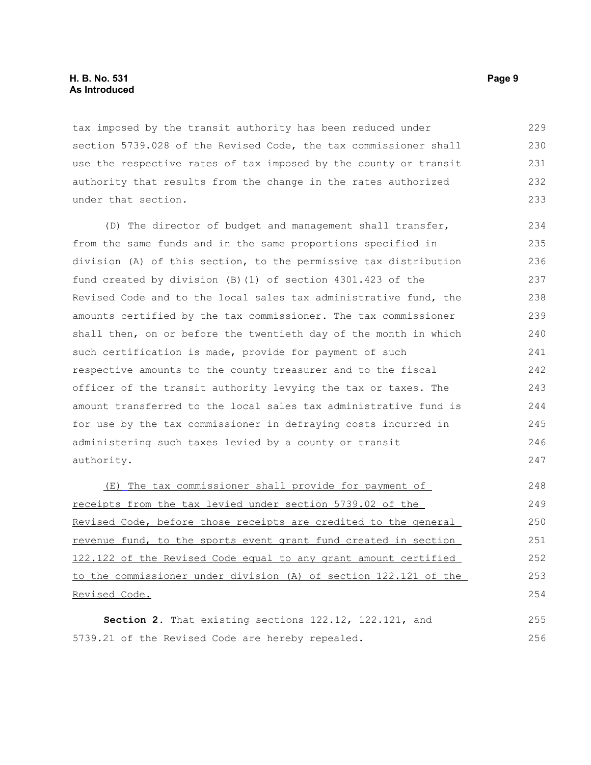tax imposed by the transit authority has been reduced under section 5739.028 of the Revised Code, the tax commissioner shall use the respective rates of tax imposed by the county or transit authority that results from the change in the rates authorized under that section.

(D) The director of budget and management shall transfer, from the same funds and in the same proportions specified in division (A) of this section, to the permissive tax distribution fund created by division (B)(1) of section 4301.423 of the Revised Code and to the local sales tax administrative fund, the amounts certified by the tax commissioner. The tax commissioner shall then, on or before the twentieth day of the month in which such certification is made, provide for payment of such respective amounts to the county treasurer and to the fiscal officer of the transit authority levying the tax or taxes. The amount transferred to the local sales tax administrative fund is for use by the tax commissioner in defraying costs incurred in administering such taxes levied by a county or transit authority.

<u>(E) The tax commissioner shall provide for payment of receipts from the tax levied under section 5739.02 of the Revised Code, before those receipts are credited to the general revenue fund, to the sports event grant fund created in section 122.122 of the Revised Code equal to any grant amount certified to the commissioner under division (A) of section 122.121 of the Revised Code.</u>

**Section 2.** That existing sections 122.12, 122.121, and 5739.21 of the Revised Code are hereby repealed.